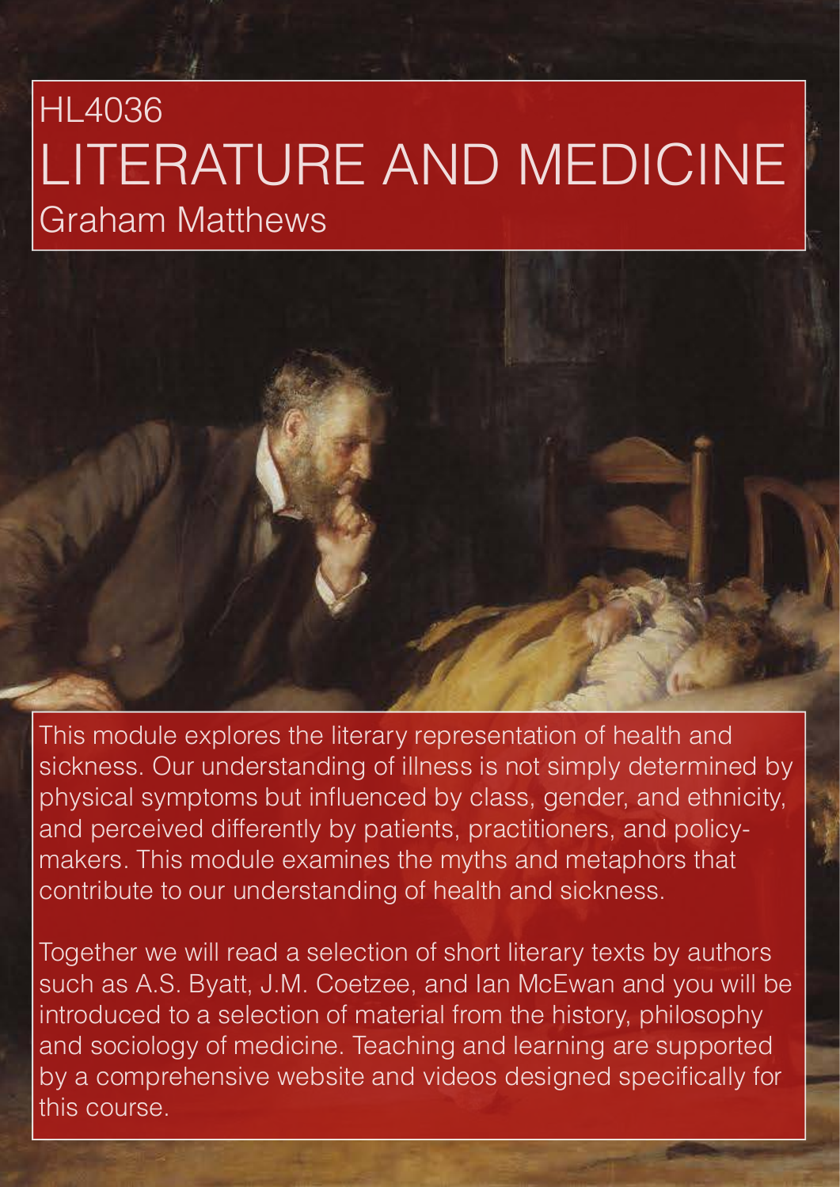# HL4036
# LITERATURE AND MEDICINE
## Graham Matthews

This module explores the literary representation of health and sickness. Our understanding of illness is not simply determined by physical symptoms but influenced by class, gender, and ethnicity, and perceived differently by patients, practitioners, and policy-makers. This module examines the myths and metaphors that contribute to our understanding of health and sickness.

Together we will read a selection of short literary texts by authors such as A.S. Byatt, J.M. Coetzee, and Ian McEwan and you will be introduced to a selection of material from the history, philosophy and sociology of medicine. Teaching and learning are supported by a comprehensive website and videos designed specifically for this course.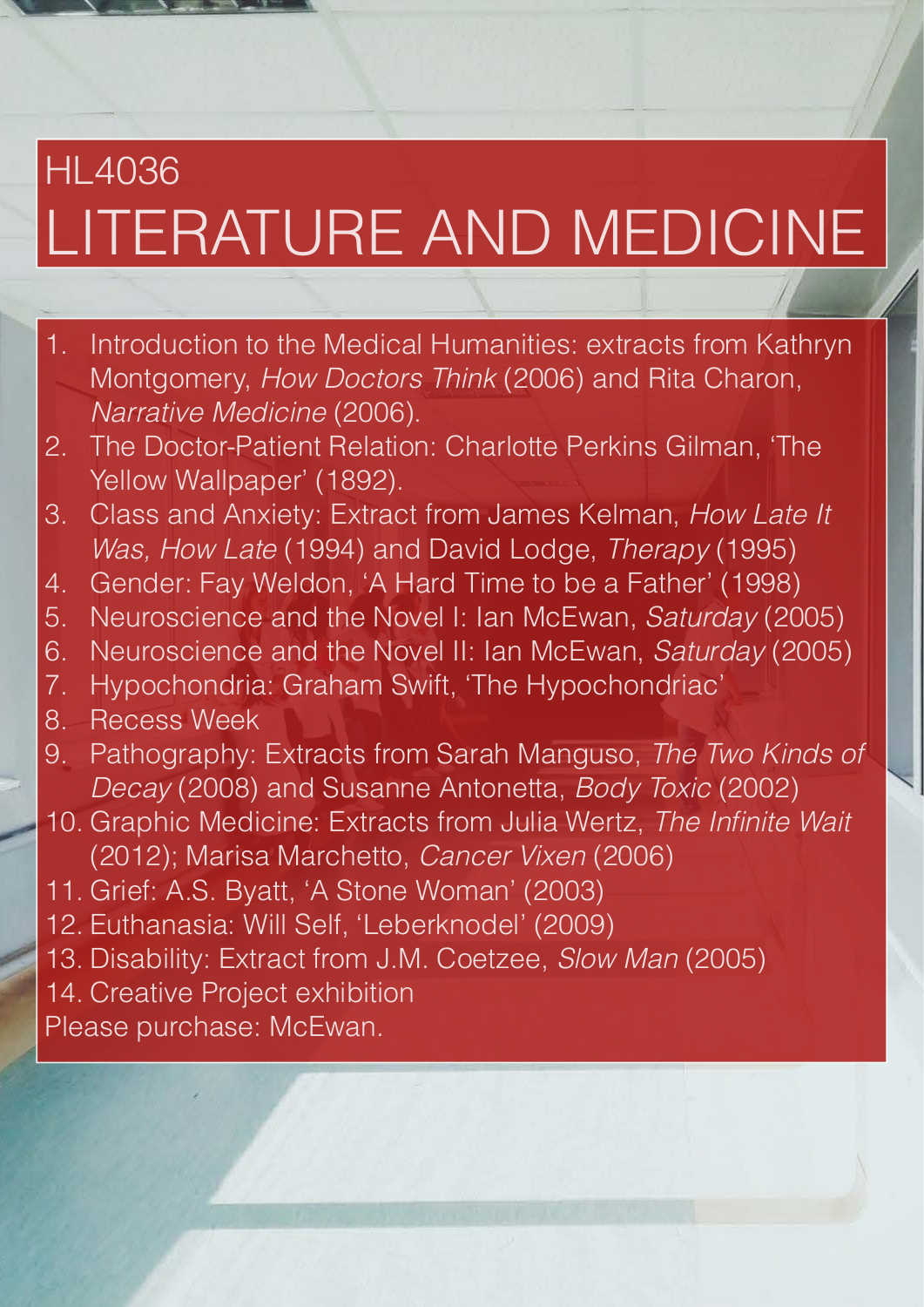# HL4036
# LITERATURE AND MEDICINE

1. Introduction to the Medical Humanities: extracts from Kathryn Montgomery, *How Doctors Think* (2006) and Rita Charon, *Narrative Medicine* (2006).
2. The Doctor-Patient Relation: Charlotte Perkins Gilman, 'The Yellow Wallpaper' (1892).
3. Class and Anxiety: Extract from James Kelman, *How Late It Was, How Late* (1994) and David Lodge, *Therapy* (1995)
4. Gender: Fay Weldon, 'A Hard Time to be a Father' (1998)
5. Neuroscience and the Novel I: Ian McEwan, *Saturday* (2005)
6. Neuroscience and the Novel II: Ian McEwan, *Saturday* (2005)
7. Hypochondria: Graham Swift, 'The Hypochondriac'
8. Recess Week
9. Pathography: Extracts from Sarah Manguso, *The Two Kinds of Decay* (2008) and Susanne Antonetta, *Body Toxic* (2002)
10. Graphic Medicine: Extracts from Julia Wertz, *The Infinite Wait* (2012); Marisa Marchetto, *Cancer Vixen* (2006)
11. Grief: A.S. Byatt, 'A Stone Woman' (2003)
12. Euthanasia: Will Self, 'Leberknodel' (2009)
13. Disability: Extract from J.M. Coetzee, *Slow Man* (2005)
14. Creative Project exhibition

Please purchase: McEwan.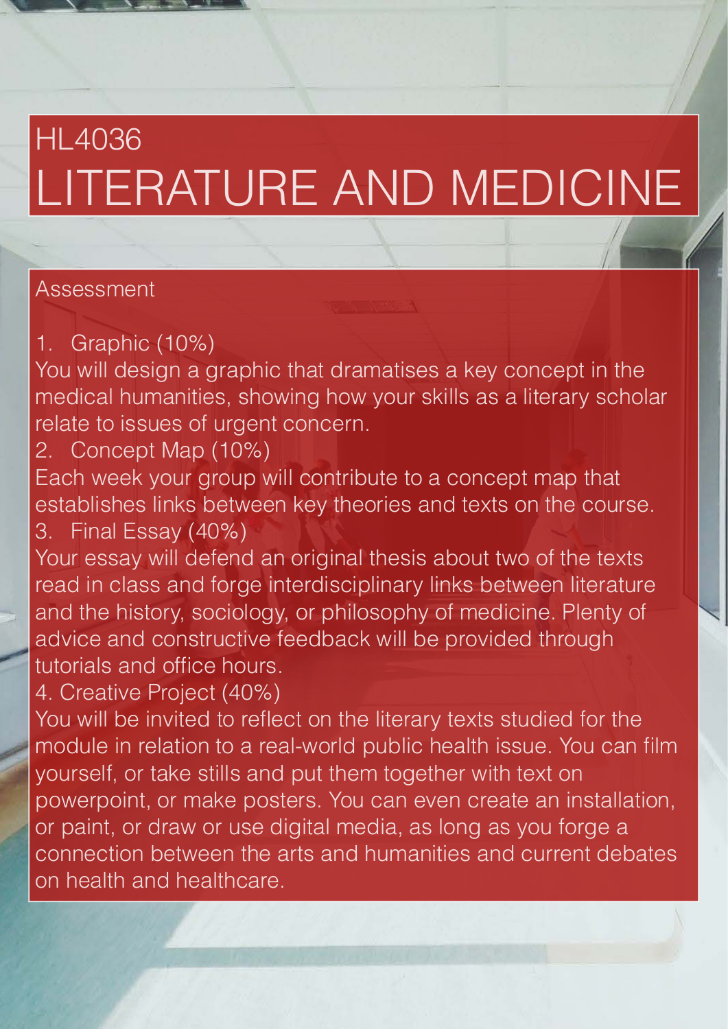# HL4036

# LITERATURE AND MEDICINE

## Assessment

1. Graphic (10%)

You will design a graphic that dramatises a key concept in the medical humanities, showing how your skills as a literary scholar relate to issues of urgent concern.

2. Concept Map (10%)

Each week your group will contribute to a concept map that establishes links between key theories and texts on the course.

3. Final Essay (40%)

Your essay will defend an original thesis about two of the texts read in class and forge interdisciplinary links between literature and the history, sociology, or philosophy of medicine. Plenty of advice and constructive feedback will be provided through tutorials and office hours.

4. Creative Project (40%)

You will be invited to reflect on the literary texts studied for the module in relation to a real-world public health issue. You can film yourself, or take stills and put them together with text on powerpoint, or make posters. You can even create an installation, or paint, or draw or use digital media, as long as you forge a connection between the arts and humanities and current debates on health and healthcare.